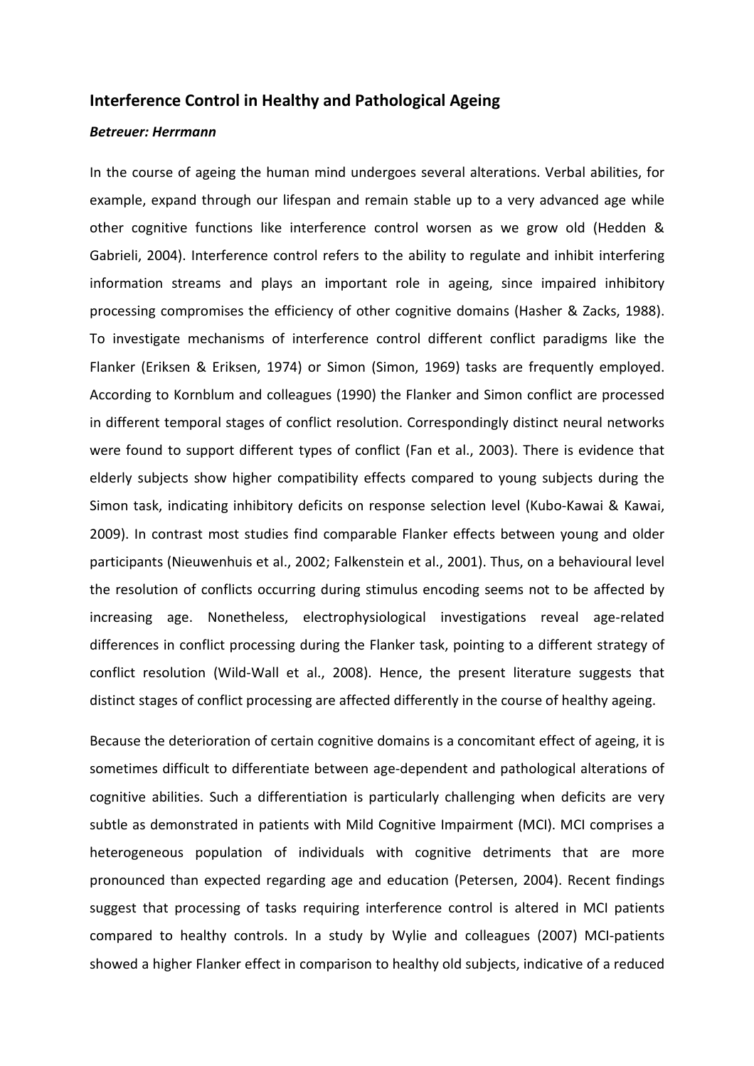## Interference Control in Healthy and Pathological Ageing

***Betreuer: Herrmann***

In the course of ageing the human mind undergoes several alterations. Verbal abilities, for example, expand through our lifespan and remain stable up to a very advanced age while other cognitive functions like interference control worsen as we grow old (Hedden & Gabrieli, 2004). Interference control refers to the ability to regulate and inhibit interfering information streams and plays an important role in ageing, since impaired inhibitory processing compromises the efficiency of other cognitive domains (Hasher & Zacks, 1988). To investigate mechanisms of interference control different conflict paradigms like the Flanker (Eriksen & Eriksen, 1974) or Simon (Simon, 1969) tasks are frequently employed. According to Kornblum and colleagues (1990) the Flanker and Simon conflict are processed in different temporal stages of conflict resolution. Correspondingly distinct neural networks were found to support different types of conflict (Fan et al., 2003). There is evidence that elderly subjects show higher compatibility effects compared to young subjects during the Simon task, indicating inhibitory deficits on response selection level (Kubo-Kawai & Kawai, 2009). In contrast most studies find comparable Flanker effects between young and older participants (Nieuwenhuis et al., 2002; Falkenstein et al., 2001). Thus, on a behavioural level the resolution of conflicts occurring during stimulus encoding seems not to be affected by increasing age. Nonetheless, electrophysiological investigations reveal age-related differences in conflict processing during the Flanker task, pointing to a different strategy of conflict resolution (Wild-Wall et al., 2008). Hence, the present literature suggests that distinct stages of conflict processing are affected differently in the course of healthy ageing.

Because the deterioration of certain cognitive domains is a concomitant effect of ageing, it is sometimes difficult to differentiate between age-dependent and pathological alterations of cognitive abilities. Such a differentiation is particularly challenging when deficits are very subtle as demonstrated in patients with Mild Cognitive Impairment (MCI). MCI comprises a heterogeneous population of individuals with cognitive detriments that are more pronounced than expected regarding age and education (Petersen, 2004). Recent findings suggest that processing of tasks requiring interference control is altered in MCI patients compared to healthy controls. In a study by Wylie and colleagues (2007) MCI-patients showed a higher Flanker effect in comparison to healthy old subjects, indicative of a reduced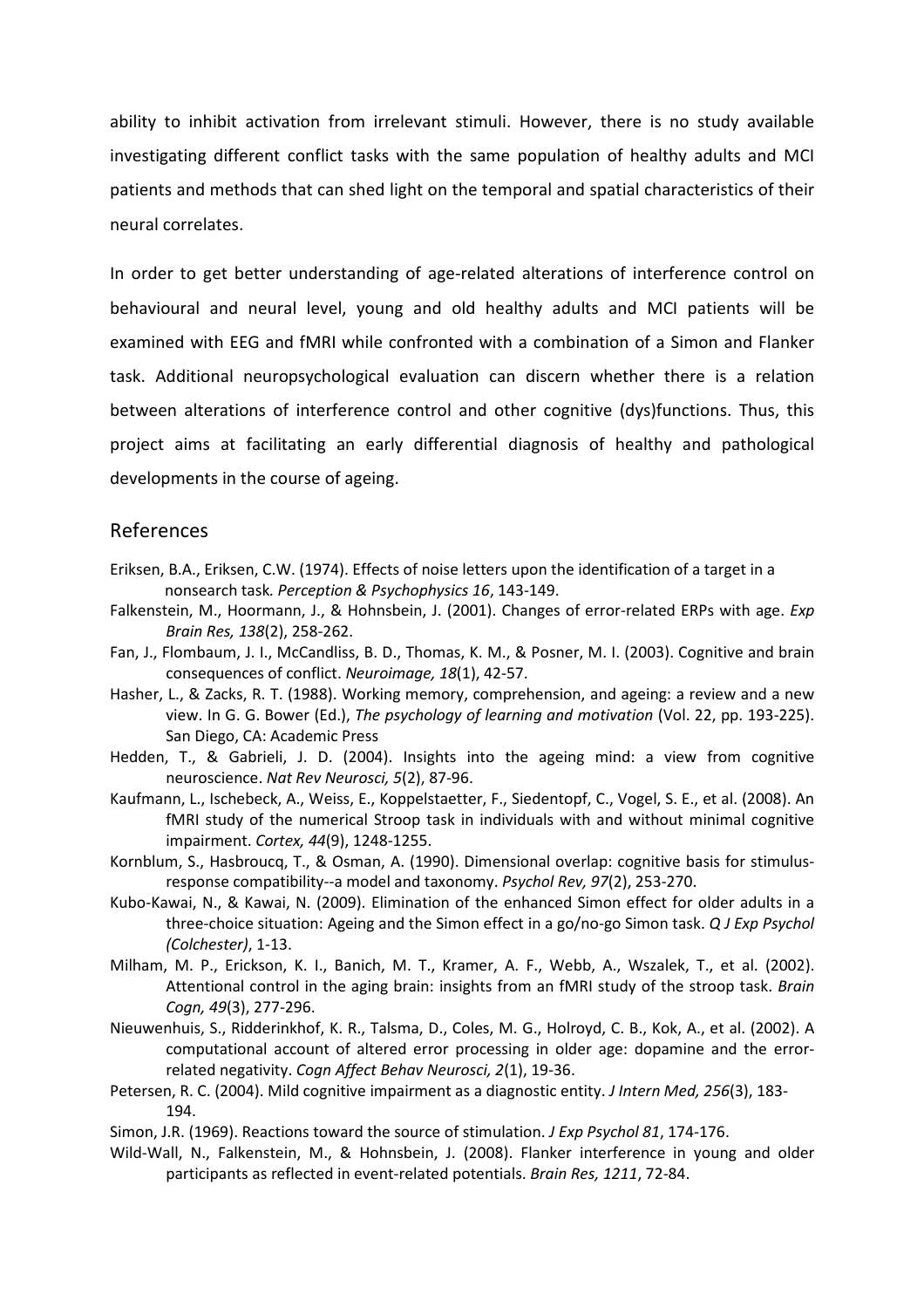ability to inhibit activation from irrelevant stimuli. However, there is no study available investigating different conflict tasks with the same population of healthy adults and MCI patients and methods that can shed light on the temporal and spatial characteristics of their neural correlates.

In order to get better understanding of age-related alterations of interference control on behavioural and neural level, young and old healthy adults and MCI patients will be examined with EEG and fMRI while confronted with a combination of a Simon and Flanker task. Additional neuropsychological evaluation can discern whether there is a relation between alterations of interference control and other cognitive (dys)functions. Thus, this project aims at facilitating an early differential diagnosis of healthy and pathological developments in the course of ageing.

## References

Eriksen, B.A., Eriksen, C.W. (1974). Effects of noise letters upon the identification of a target in a nonsearch task. *Perception & Psychophysics 16*, 143-149.

Falkenstein, M., Hoormann, J., & Hohnsbein, J. (2001). Changes of error-related ERPs with age. *Exp Brain Res, 138*(2), 258-262.

Fan, J., Flombaum, J. I., McCandliss, B. D., Thomas, K. M., & Posner, M. I. (2003). Cognitive and brain consequences of conflict. *Neuroimage, 18*(1), 42-57.

Hasher, L., & Zacks, R. T. (1988). Working memory, comprehension, and ageing: a review and a new view. In G. G. Bower (Ed.), *The psychology of learning and motivation* (Vol. 22, pp. 193-225). San Diego, CA: Academic Press

Hedden, T., & Gabrieli, J. D. (2004). Insights into the ageing mind: a view from cognitive neuroscience. *Nat Rev Neurosci, 5*(2), 87-96.

Kaufmann, L., Ischebeck, A., Weiss, E., Koppelstaetter, F., Siedentopf, C., Vogel, S. E., et al. (2008). An fMRI study of the numerical Stroop task in individuals with and without minimal cognitive impairment. *Cortex, 44*(9), 1248-1255.

Kornblum, S., Hasbroucq, T., & Osman, A. (1990). Dimensional overlap: cognitive basis for stimulus-response compatibility--a model and taxonomy. *Psychol Rev, 97*(2), 253-270.

Kubo-Kawai, N., & Kawai, N. (2009). Elimination of the enhanced Simon effect for older adults in a three-choice situation: Ageing and the Simon effect in a go/no-go Simon task. *Q J Exp Psychol (Colchester)*, 1-13.

Milham, M. P., Erickson, K. I., Banich, M. T., Kramer, A. F., Webb, A., Wszalek, T., et al. (2002). Attentional control in the aging brain: insights from an fMRI study of the stroop task. *Brain Cogn, 49*(3), 277-296.

Nieuwenhuis, S., Ridderinkhof, K. R., Talsma, D., Coles, M. G., Holroyd, C. B., Kok, A., et al. (2002). A computational account of altered error processing in older age: dopamine and the error-related negativity. *Cogn Affect Behav Neurosci, 2*(1), 19-36.

Petersen, R. C. (2004). Mild cognitive impairment as a diagnostic entity. *J Intern Med, 256*(3), 183-194.

Simon, J.R. (1969). Reactions toward the source of stimulation. *J Exp Psychol 81*, 174-176.

Wild-Wall, N., Falkenstein, M., & Hohnsbein, J. (2008). Flanker interference in young and older participants as reflected in event-related potentials. *Brain Res, 1211*, 72-84.